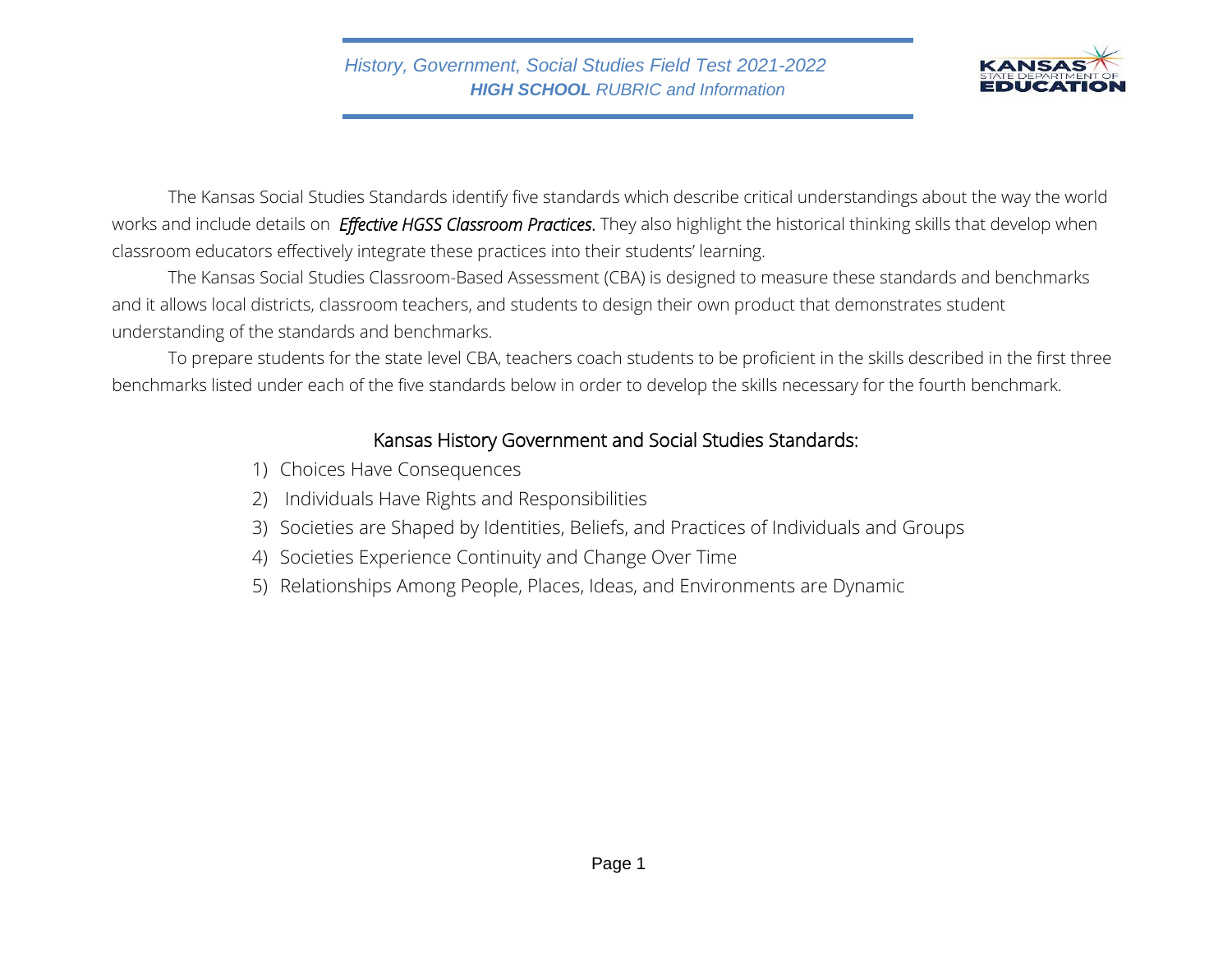# History, Government, Social Studies Field Test 2021-2022
## **HIGH SCHOOL** RUBRIC and Information

The Kansas Social Studies Standards identify five standards which describe critical understandings about the way the world works and include details on ***Effective HGSS Classroom Practices***. They also highlight the historical thinking skills that develop when classroom educators effectively integrate these practices into their students' learning.

The Kansas Social Studies Classroom-Based Assessment (CBA) is designed to measure these standards and benchmarks and it allows local districts, classroom teachers, and students to design their own product that demonstrates student understanding of the standards and benchmarks.

To prepare students for the state level CBA, teachers coach students to be proficient in the skills described in the first three benchmarks listed under each of the five standards below in order to develop the skills necessary for the fourth benchmark.

### Kansas History Government and Social Studies Standards:

1) Choices Have Consequences
2) Individuals Have Rights and Responsibilities
3) Societies are Shaped by Identities, Beliefs, and Practices of Individuals and Groups
4) Societies Experience Continuity and Change Over Time
5) Relationships Among People, Places, Ideas, and Environments are Dynamic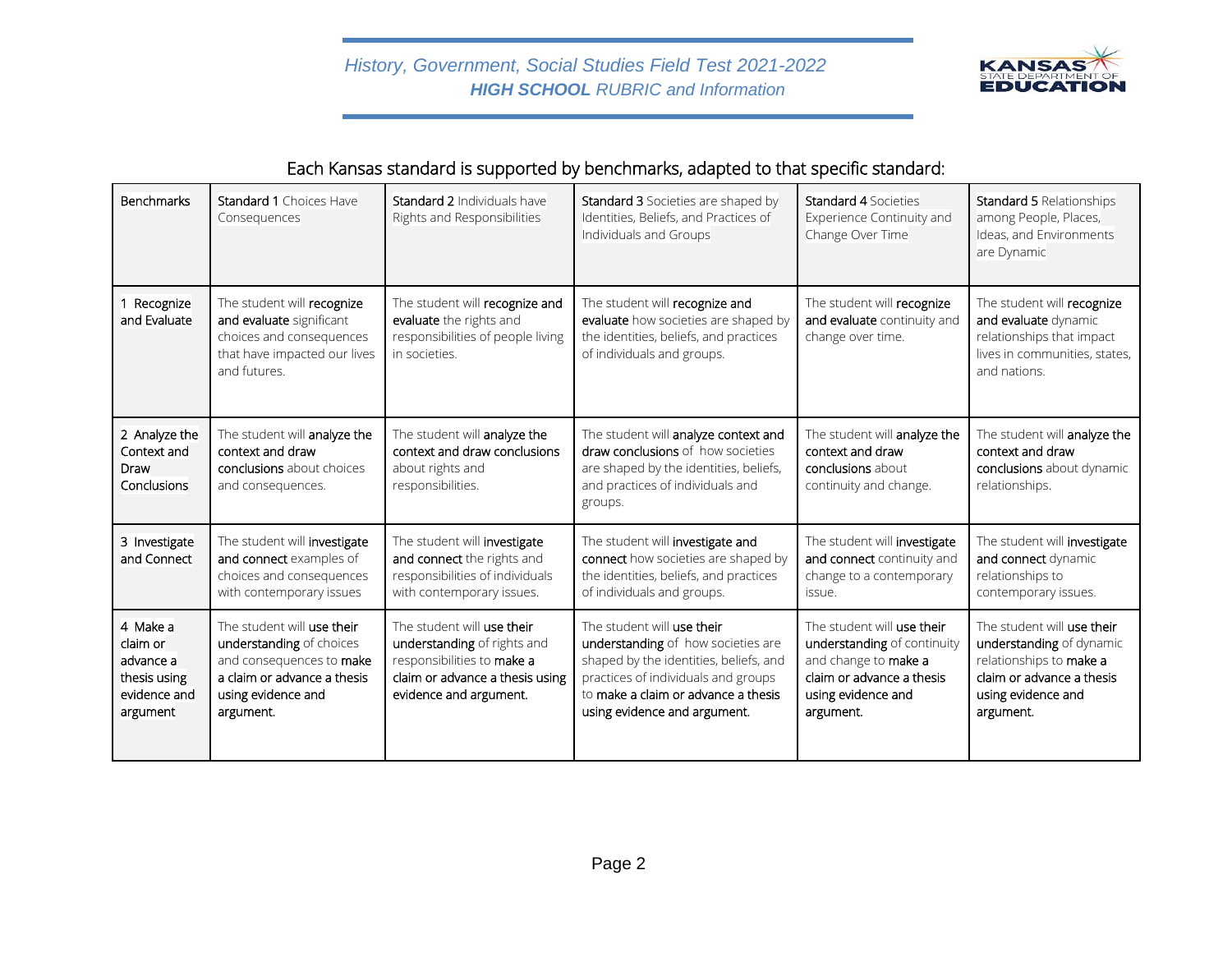Each Kansas standard is supported by benchmarks, adapted to that specific standard:

| Benchmarks | **Standard 1** Choices Have Consequences | **Standard 2** Individuals have Rights and Responsibilities | **Standard 3** Societies are shaped by Identities, Beliefs, and Practices of Individuals and Groups | **Standard 4** Societies Experience Continuity and Change Over Time | **Standard 5** Relationships among People, Places, Ideas, and Environments are Dynamic |
|---|---|---|---|---|---|
| 1 Recognize and Evaluate | The student will **recognize and evaluate** significant choices and consequences that have impacted our lives and futures. | The student will **recognize and evaluate** the rights and responsibilities of people living in societies. | The student will **recognize and evaluate** how societies are shaped by the identities, beliefs, and practices of individuals and groups. | The student will **recognize and evaluate** continuity and change over time. | The student will **recognize and evaluate** dynamic relationships that impact lives in communities, states, and nations. |
| 2 Analyze the Context and Draw Conclusions | The student will **analyze the context and draw conclusions** about choices and consequences. | The student will **analyze the context and draw conclusions** about rights and responsibilities. | The student will **analyze context and draw conclusions** of how societies are shaped by the identities, beliefs, and practices of individuals and groups. | The student will **analyze the context and draw conclusions** about continuity and change. | The student will **analyze the context and draw conclusions** about dynamic relationships. |
| 3 Investigate and Connect | The student will **investigate and connect** examples of choices and consequences with contemporary issues | The student will **investigate and connect** the rights and responsibilities of individuals with contemporary issues. | The student will **investigate and connect** how societies are shaped by the identities, beliefs, and practices of individuals and groups. | The student will **investigate and connect** continuity and change to a contemporary issue. | The student will **investigate and connect** dynamic relationships to contemporary issues. |
| 4 Make a claim or advance a thesis using evidence and argument | The student will **use their understanding** of choices and consequences to **make a claim or advance a thesis using evidence and argument.** | The student will **use their understanding** of rights and responsibilities to **make a claim or advance a thesis using evidence and argument.** | The student will **use their understanding** of how societies are shaped by the identities, beliefs, and practices of individuals and groups to **make a claim or advance a thesis using evidence and argument.** | The student will **use their understanding** of continuity and change to **make a claim or advance a thesis using evidence and argument.** | The student will **use their understanding** of dynamic relationships to **make a claim or advance a thesis using evidence and argument.** |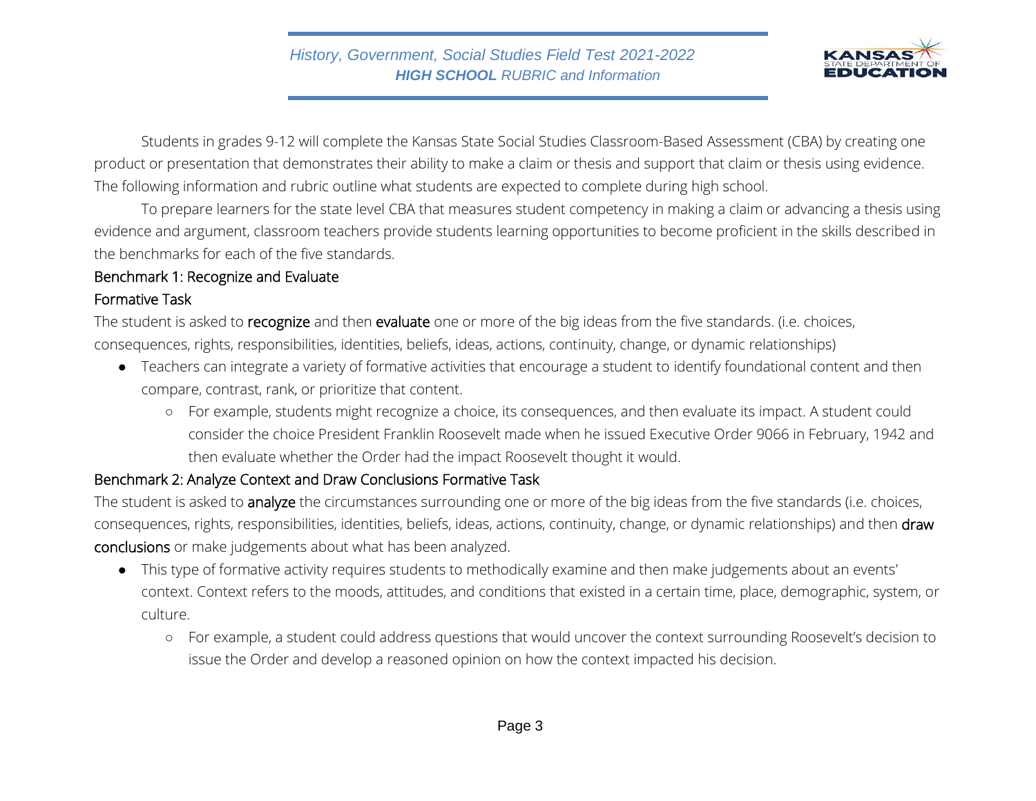Students in grades 9-12 will complete the Kansas State Social Studies Classroom-Based Assessment (CBA) by creating one product or presentation that demonstrates their ability to make a claim or thesis and support that claim or thesis using evidence. The following information and rubric outline what students are expected to complete during high school.

To prepare learners for the state level CBA that measures student competency in making a claim or advancing a thesis using evidence and argument, classroom teachers provide students learning opportunities to become proficient in the skills described in the benchmarks for each of the five standards.

### Benchmark 1: Recognize and Evaluate

### Formative Task

The student is asked to **recognize** and then **evaluate** one or more of the big ideas from the five standards. (i.e. choices, consequences, rights, responsibilities, identities, beliefs, ideas, actions, continuity, change, or dynamic relationships)

- Teachers can integrate a variety of formative activities that encourage a student to identify foundational content and then compare, contrast, rank, or prioritize that content.
  - For example, students might recognize a choice, its consequences, and then evaluate its impact. A student could consider the choice President Franklin Roosevelt made when he issued Executive Order 9066 in February, 1942 and then evaluate whether the Order had the impact Roosevelt thought it would.

### Benchmark 2: Analyze Context and Draw Conclusions Formative Task

The student is asked to **analyze** the circumstances surrounding one or more of the big ideas from the five standards (i.e. choices, consequences, rights, responsibilities, identities, beliefs, ideas, actions, continuity, change, or dynamic relationships) and then **draw conclusions** or make judgements about what has been analyzed.

- This type of formative activity requires students to methodically examine and then make judgements about an events' context. Context refers to the moods, attitudes, and conditions that existed in a certain time, place, demographic, system, or culture.
  - For example, a student could address questions that would uncover the context surrounding Roosevelt's decision to issue the Order and develop a reasoned opinion on how the context impacted his decision.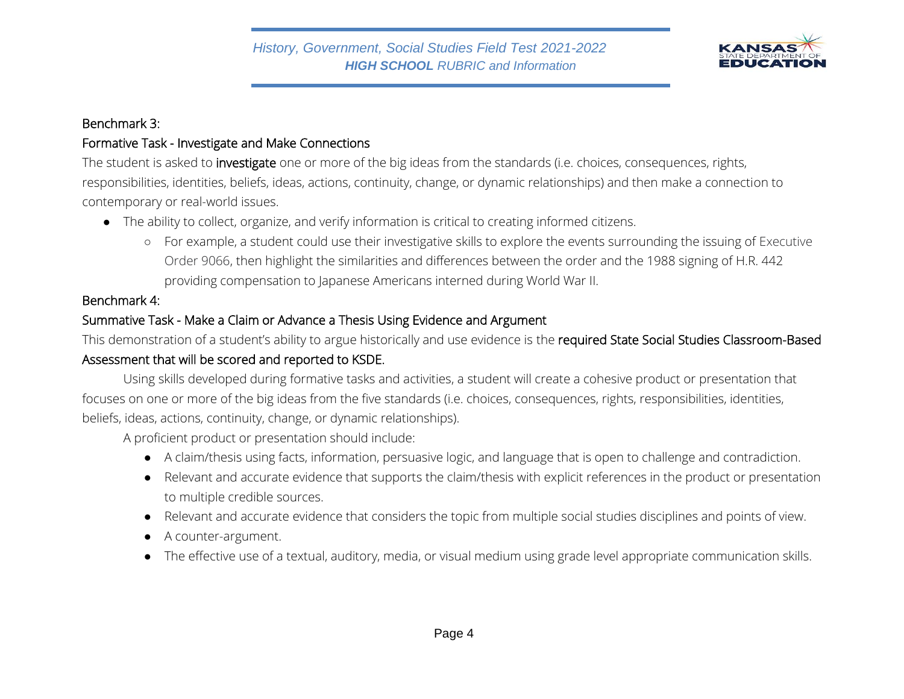Benchmark 3:

Formative Task - Investigate and Make Connections

The student is asked to **investigate** one or more of the big ideas from the standards (i.e. choices, consequences, rights, responsibilities, identities, beliefs, ideas, actions, continuity, change, or dynamic relationships) and then make a connection to contemporary or real-world issues.

- The ability to collect, organize, and verify information is critical to creating informed citizens.
  - For example, a student could use their investigative skills to explore the events surrounding the issuing of Executive Order 9066, then highlight the similarities and differences between the order and the 1988 signing of H.R. 442 providing compensation to Japanese Americans interned during World War II.

Benchmark 4:

Summative Task - Make a Claim or Advance a Thesis Using Evidence and Argument

This demonstration of a student's ability to argue historically and use evidence is the **required State Social Studies Classroom-Based Assessment that will be scored and reported to KSDE.**

Using skills developed during formative tasks and activities, a student will create a cohesive product or presentation that focuses on one or more of the big ideas from the five standards (i.e. choices, consequences, rights, responsibilities, identities, beliefs, ideas, actions, continuity, change, or dynamic relationships).

A proficient product or presentation should include:

- A claim/thesis using facts, information, persuasive logic, and language that is open to challenge and contradiction.
- Relevant and accurate evidence that supports the claim/thesis with explicit references in the product or presentation to multiple credible sources.
- Relevant and accurate evidence that considers the topic from multiple social studies disciplines and points of view.
- A counter-argument.
- The effective use of a textual, auditory, media, or visual medium using grade level appropriate communication skills.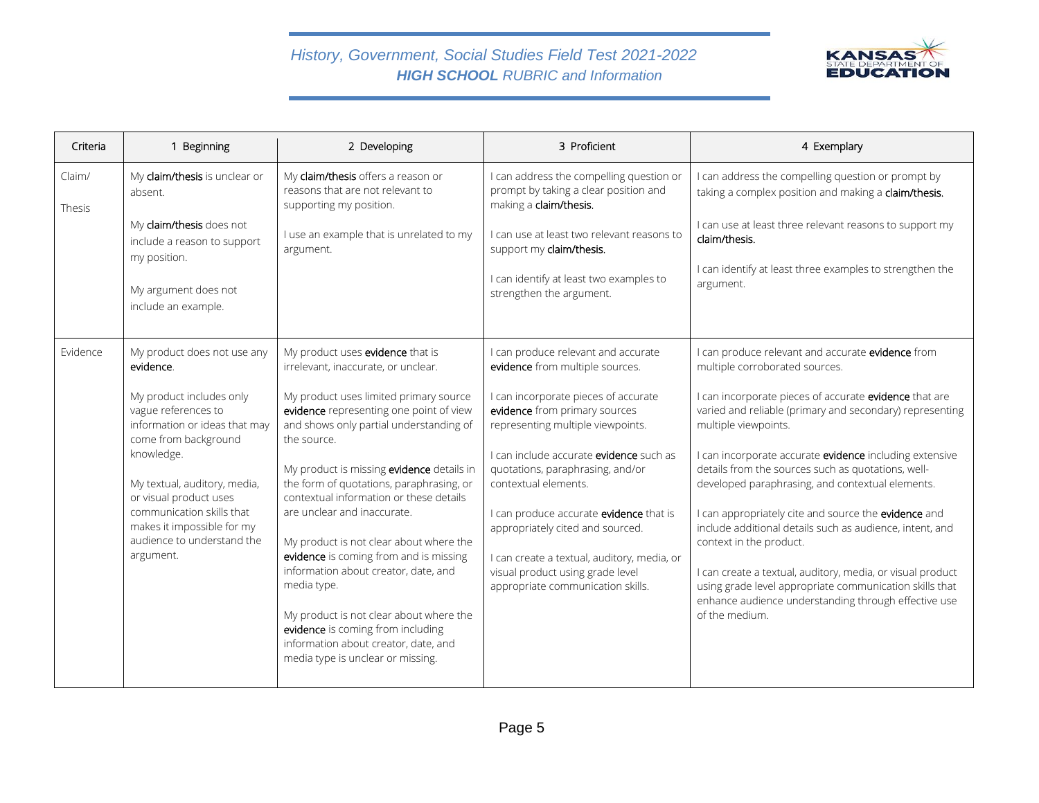| Criteria | 1 Beginning | 2 Developing | 3 Proficient | 4 Exemplary |
|---|---|---|---|---|
| Claim/ Thesis | My **claim/thesis** is unclear or absent.<br><br>My **claim/thesis** does not include a reason to support my position.<br><br>My argument does not include an example. | My **claim/thesis** offers a reason or reasons that are not relevant to supporting my position.<br><br>I use an example that is unrelated to my argument. | I can address the compelling question or prompt by taking a clear position and making a **claim/thesis.**<br><br>I can use at least two relevant reasons to support my **claim/thesis.**<br><br>I can identify at least two examples to strengthen the argument. | I can address the compelling question or prompt by taking a complex position and making a **claim/thesis.**<br><br>I can use at least three relevant reasons to support my **claim/thesis.**<br><br>I can identify at least three examples to strengthen the argument. |
| Evidence | My product does not use any **evidence**.<br><br>My product includes only vague references to information or ideas that may come from background knowledge.<br><br>My textual, auditory, media, or visual product uses communication skills that makes it impossible for my audience to understand the argument. | My product uses **evidence** that is irrelevant, inaccurate, or unclear.<br><br>My product uses limited primary source **evidence** representing one point of view and shows only partial understanding of the source.<br><br>My product is missing **evidence** details in the form of quotations, paraphrasing, or contextual information or these details are unclear and inaccurate.<br><br>My product is not clear about where the **evidence** is coming from and is missing information about creator, date, and media type.<br><br>My product is not clear about where the **evidence** is coming from including information about creator, date, and media type is unclear or missing. | I can produce relevant and accurate **evidence** from multiple sources.<br><br>I can incorporate pieces of accurate **evidence** from primary sources representing multiple viewpoints.<br><br>I can include accurate **evidence** such as quotations, paraphrasing, and/or contextual elements.<br><br>I can produce accurate **evidence** that is appropriately cited and sourced.<br><br>I can create a textual, auditory, media, or visual product using grade level appropriate communication skills. | I can produce relevant and accurate **evidence** from multiple corroborated sources.<br><br>I can incorporate pieces of accurate **evidence** that are varied and reliable (primary and secondary) representing multiple viewpoints.<br><br>I can incorporate accurate **evidence** including extensive details from the sources such as quotations, well-developed paraphrasing, and contextual elements.<br><br>I can appropriately cite and source the **evidence** and include additional details such as audience, intent, and context in the product.<br><br>I can create a textual, auditory, media, or visual product using grade level appropriate communication skills that enhance audience understanding through effective use of the medium. |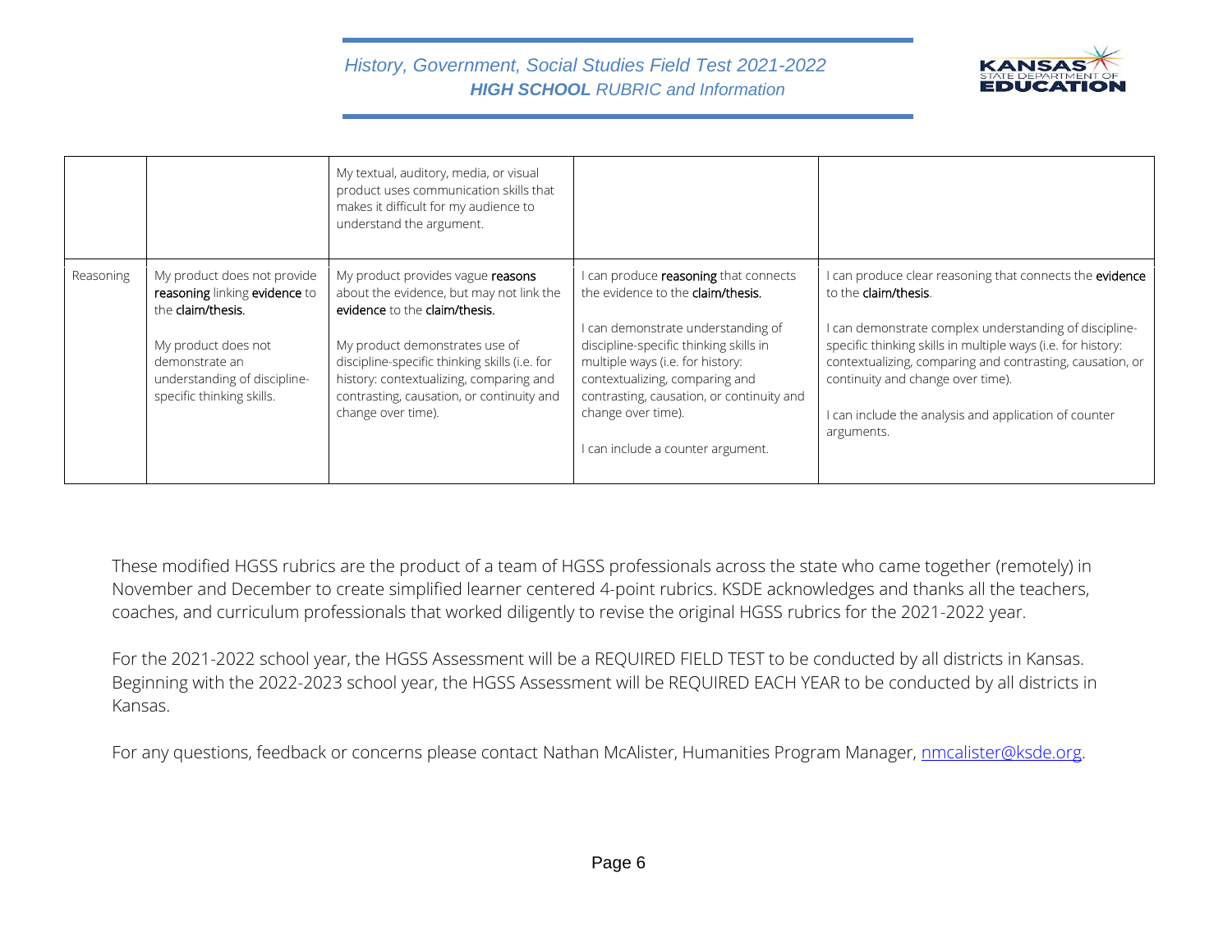| | | | | |
|---|---|---|---|---|
| | | My textual, auditory, media, or visual product uses communication skills that makes it difficult for my audience to understand the argument. | | |
| Reasoning | My product does not provide **reasoning** linking **evidence** to the **claim/thesis.**<br><br>My product does not demonstrate an understanding of discipline-specific thinking skills. | My product provides vague **reasons** about the evidence, but may not link the **evidence** to the **claim/thesis.**<br><br>My product demonstrates use of discipline-specific thinking skills (i.e. for history: contextualizing, comparing and contrasting, causation, or continuity and change over time). | I can produce **reasoning** that connects the evidence to the **claim/thesis.**<br><br>I can demonstrate understanding of discipline-specific thinking skills in multiple ways (i.e. for history: contextualizing, comparing and contrasting, causation, or continuity and change over time).<br><br>I can include a counter argument. | I can produce clear reasoning that connects the **evidence** to the **claim/thesis**.<br><br>I can demonstrate complex understanding of discipline-specific thinking skills in multiple ways (i.e. for history: contextualizing, comparing and contrasting, causation, or continuity and change over time).<br><br>I can include the analysis and application of counter arguments. |

These modified HGSS rubrics are the product of a team of HGSS professionals across the state who came together (remotely) in November and December to create simplified learner centered 4-point rubrics. KSDE acknowledges and thanks all the teachers, coaches, and curriculum professionals that worked diligently to revise the original HGSS rubrics for the 2021-2022 year.

For the 2021-2022 school year, the HGSS Assessment will be a REQUIRED FIELD TEST to be conducted by all districts in Kansas. Beginning with the 2022-2023 school year, the HGSS Assessment will be REQUIRED EACH YEAR to be conducted by all districts in Kansas.

For any questions, feedback or concerns please contact Nathan McAlister, Humanities Program Manager, nmcalister@ksde.org.